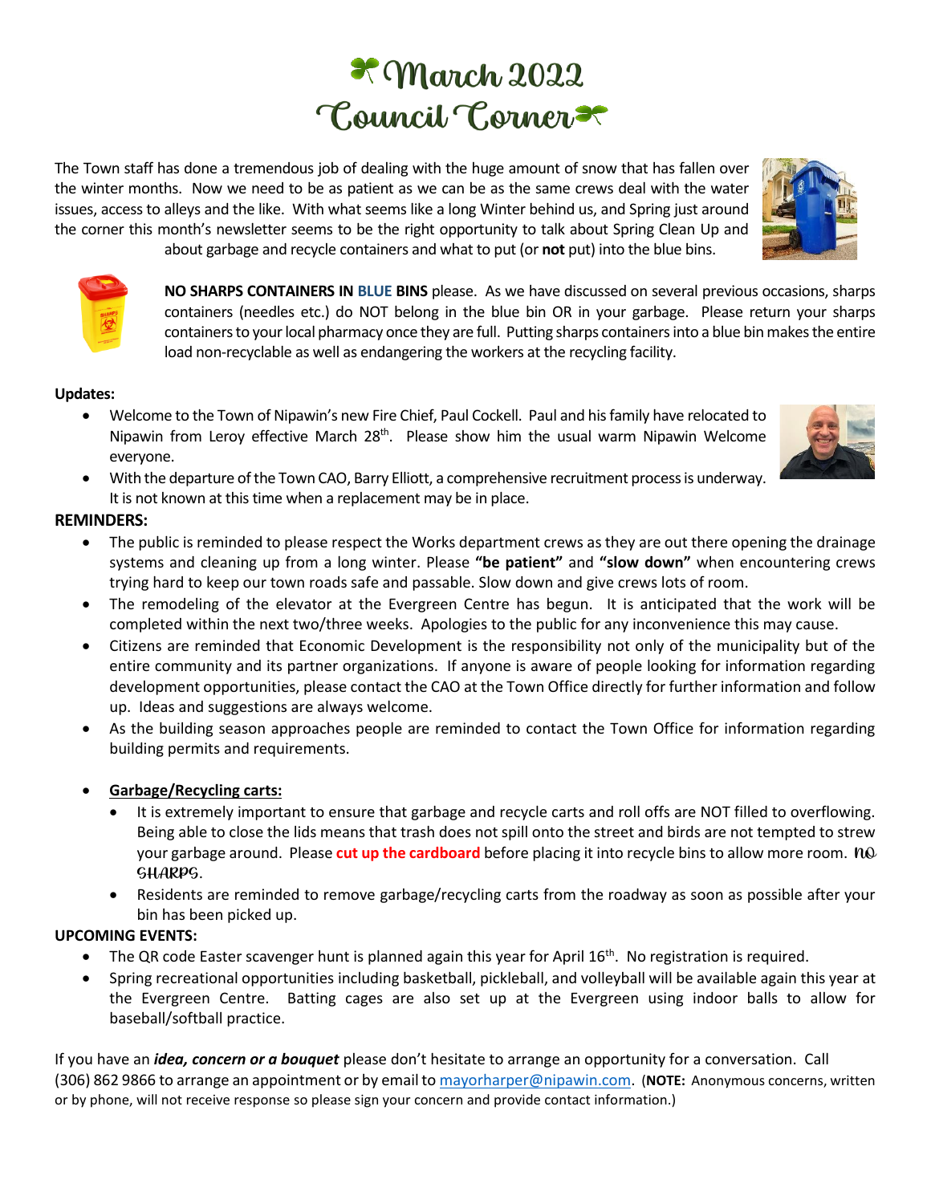# ☘ March 2022 Council Corner ☘

The Town staff has done a tremendous job of dealing with the huge amount of snow that has fallen over the winter months. Now we need to be as patient as we can be as the same crews deal with the water issues, access to alleys and the like. With what seems like a long Winter behind us, and Spring just around the corner this month's newsletter seems to be the right opportunity to talk about Spring Clean Up and about garbage and recycle containers and what to put (or **not** put) into the blue bins.

**NO SHARPS CONTAINERS IN BLUE BINS** please. As we have discussed on several previous occasions, sharps containers (needles etc.) do NOT belong in the blue bin OR in your garbage. Please return your sharps containers to your local pharmacy once they are full. Putting sharps containers into a blue bin makes the entire load non-recyclable as well as endangering the workers at the recycling facility.

**Updates:**

- Welcome to the Town of Nipawin's new Fire Chief, Paul Cockell. Paul and his family have relocated to Nipawin from Leroy effective March 28th. Please show him the usual warm Nipawin Welcome everyone.
- With the departure of the Town CAO, Barry Elliott, a comprehensive recruitment process is underway. It is not known at this time when a replacement may be in place.

**REMINDERS:**

- The public is reminded to please respect the Works department crews as they are out there opening the drainage systems and cleaning up from a long winter. Please **"be patient"** and **"slow down"** when encountering crews trying hard to keep our town roads safe and passable. Slow down and give crews lots of room.
- The remodeling of the elevator at the Evergreen Centre has begun. It is anticipated that the work will be completed within the next two/three weeks. Apologies to the public for any inconvenience this may cause.
- Citizens are reminded that Economic Development is the responsibility not only of the municipality but of the entire community and its partner organizations. If anyone is aware of people looking for information regarding development opportunities, please contact the CAO at the Town Office directly for further information and follow up. Ideas and suggestions are always welcome.
- As the building season approaches people are reminded to contact the Town Office for information regarding building permits and requirements.
- **Garbage/Recycling carts:**
  - It is extremely important to ensure that garbage and recycle carts and roll offs are NOT filled to overflowing. Being able to close the lids means that trash does not spill onto the street and birds are not tempted to strew your garbage around. Please **cut up the cardboard** before placing it into recycle bins to allow more room. NO SHARPS.
  - Residents are reminded to remove garbage/recycling carts from the roadway as soon as possible after your bin has been picked up.

**UPCOMING EVENTS:**

- The QR code Easter scavenger hunt is planned again this year for April 16th. No registration is required.
- Spring recreational opportunities including basketball, pickleball, and volleyball will be available again this year at the Evergreen Centre. Batting cages are also set up at the Evergreen using indoor balls to allow for baseball/softball practice.

If you have an ***idea, concern or a bouquet*** please don't hesitate to arrange an opportunity for a conversation. Call (306) 862 9866 to arrange an appointment or by email to mayorharper@nipawin.com. (**NOTE:** Anonymous concerns, written or by phone, will not receive response so please sign your concern and provide contact information.)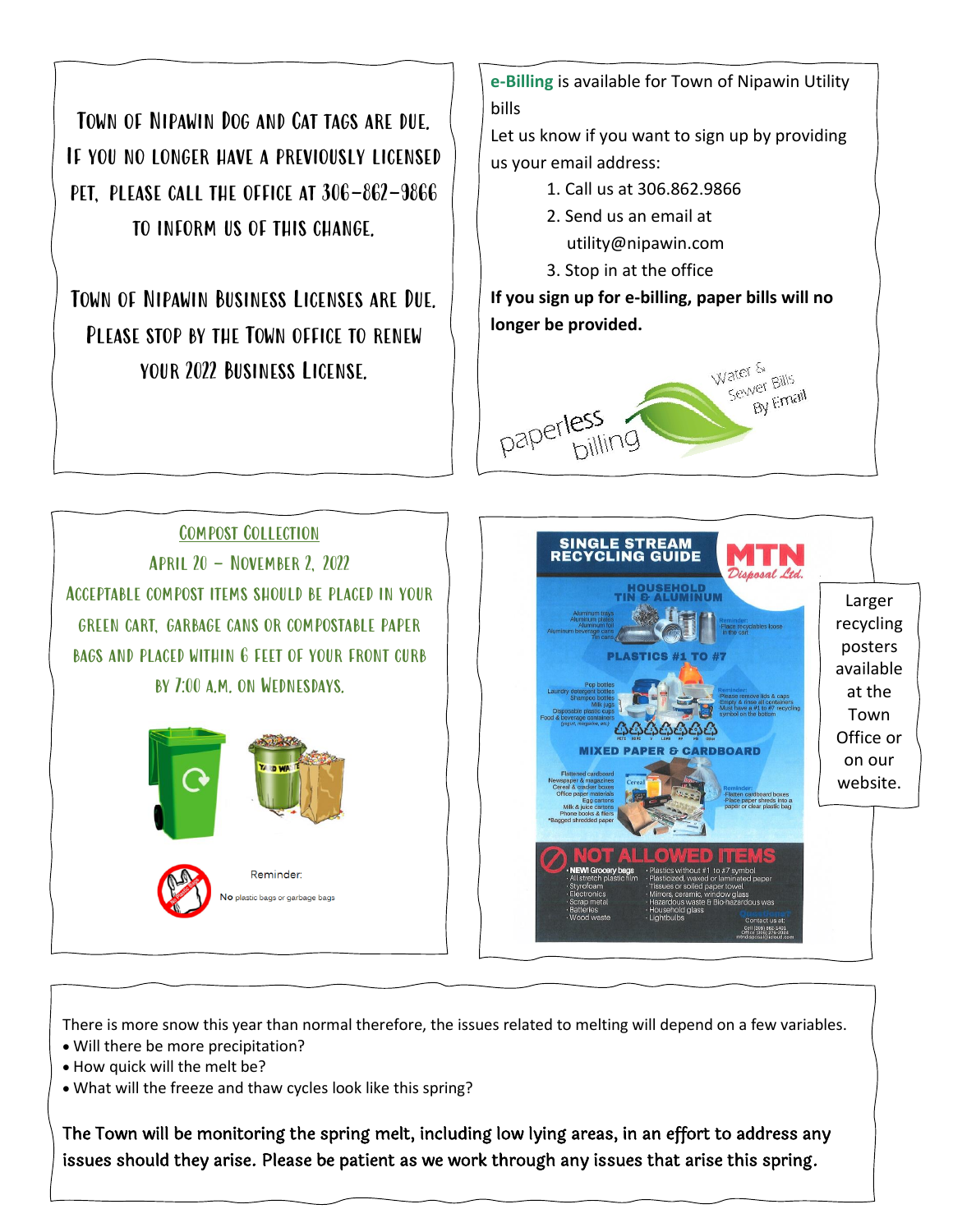Town of Nipawin Dog and Cat tags are due. If you no longer have a previously licensed pet, please call the office at 306-862-9866 to inform us of this change.

Town of Nipawin Business Licenses are Due. Please stop by the Town office to renew your 2022 Business License.

**e-Billing** is available for Town of Nipawin Utility bills

Let us know if you want to sign up by providing us your email address:

1. Call us at 306.862.9866
2. Send us an email at utility@nipawin.com
3. Stop in at the office

**If you sign up for e-billing, paper bills will no longer be provided.**

paperless billing

Water & Sewer Bills By Email

## Compost Collection

April 20 – November 2, 2022

Acceptable compost items should be placed in your green cart, garbage cans or compostable paper bags and placed within 6 feet of your front curb by 7:00 a.m. on Wednesdays.

Reminder:
No plastic bags or garbage bags

## SINGLE STREAM RECYCLING GUIDE

MTN Disposal Ltd.

### HOUSEHOLD TIN & ALUMINUM

Aluminum trays
Aluminum plates
Aluminum foil
Aluminum beverage cans
Tin cans

Reminder:
Place recyclables loose in the cart

### PLASTICS #1 TO #7

Pop bottles
Laundry detergent bottles
Shampoo bottles
Milk jugs
Disposable plastic cups
Food & beverage containers (yogurt, margarine, etc.)

Reminder:
Please remove lids & caps
Empty & rinse all containers
Must have a #1 to #7 recycling symbol on the bottom

### MIXED PAPER & CARDBOARD

Flattened cardboard
Newspaper & magazines
Cereal & cracker boxes
Office paper materials
Egg cartons
Milk & juice cartons
Phone books & fliers
*Bagged shredded paper

Reminder:
Flatten cardboard boxes
Place paper shreds into a paper or clear plastic bag

### NOT ALLOWED ITEMS

- NEW! Grocery bags
- All stretch plastic film
- Styrofoam
- Electronics
- Scrap metal
- Batteries
- Wood waste
- Plastics without #1 to #7 symbol
- Plasticized, waxed or laminated paper
- Tissues or soiled paper towel
- Mirrors, ceramic, window glass
- Hazardous waste & Bio-hazardous was
- Household glass
- Lightbulbs

Questions? Contact us at:

Larger recycling posters available at the Town Office or on our website.

There is more snow this year than normal therefore, the issues related to melting will depend on a few variables.

- Will there be more precipitation?
- How quick will the melt be?
- What will the freeze and thaw cycles look like this spring?

The Town will be monitoring the spring melt, including low lying areas, in an effort to address any issues should they arise. Please be patient as we work through any issues that arise this spring.